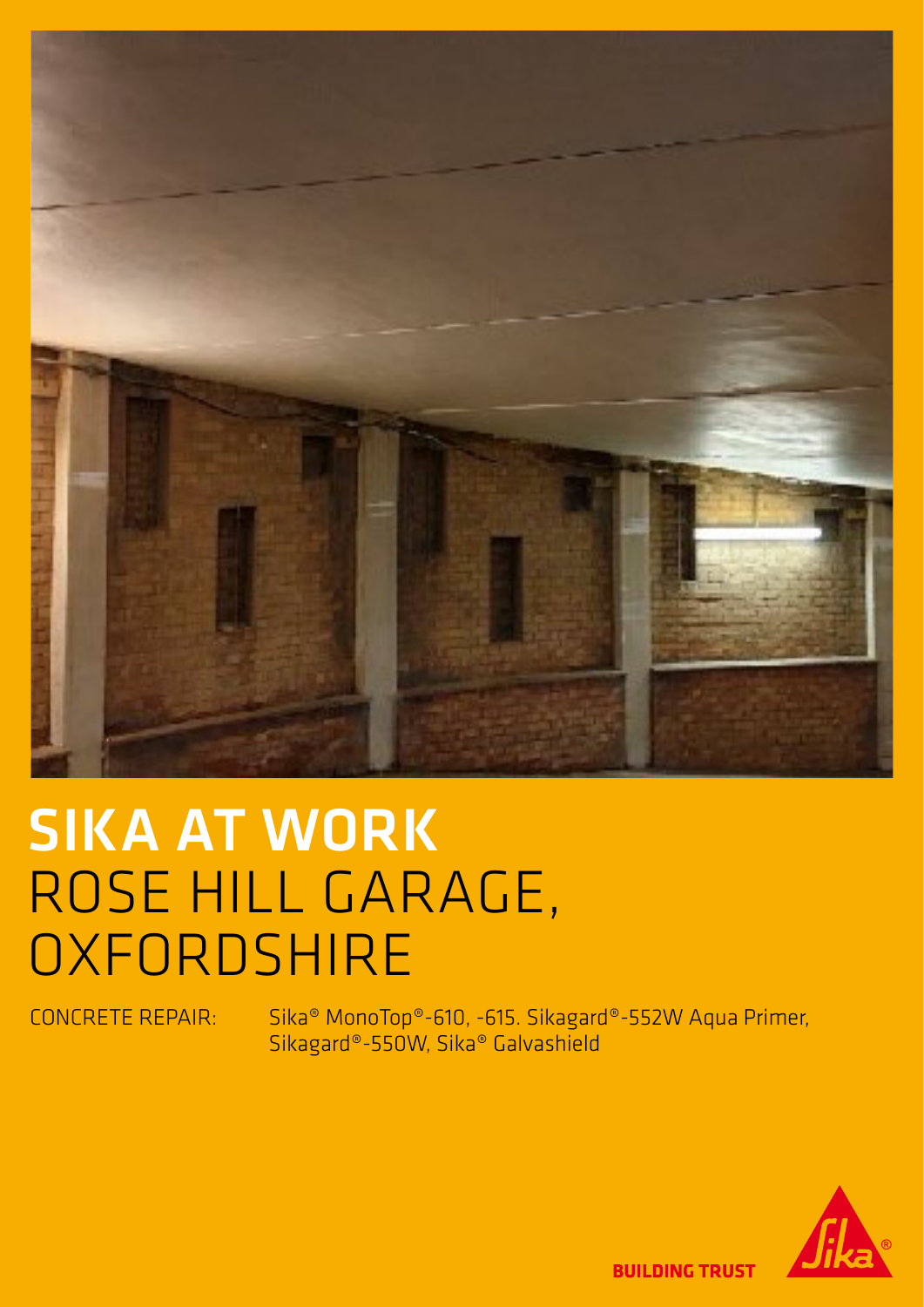# SIKA AT WORK
# ROSE HILL GARAGE, OXFORDSHIRE

CONCRETE REPAIR: Sika® MonoTop®-610, -615. Sikagard®-552W Aqua Primer, Sikagard®-550W, Sika® Galvashield

BUILDING TRUST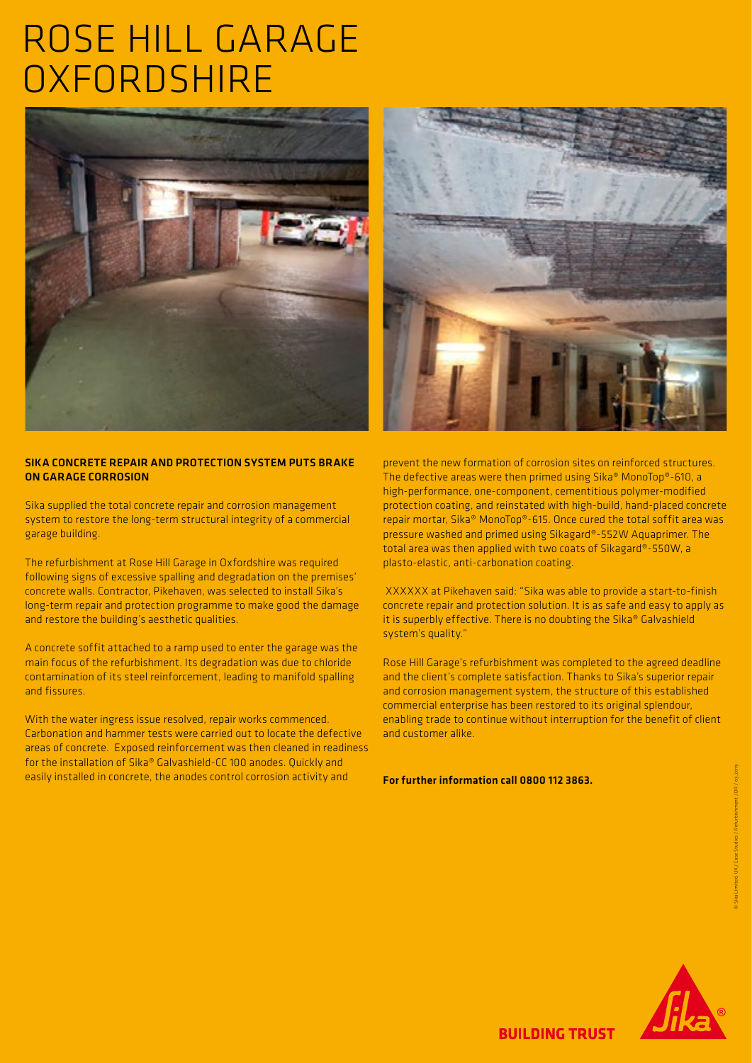# ROSE HILL GARAGE OXFORDSHIRE

**SIKA CONCRETE REPAIR AND PROTECTION SYSTEM PUTS BRAKE ON GARAGE CORROSION**

Sika supplied the total concrete repair and corrosion management system to restore the long-term structural integrity of a commercial garage building.

The refurbishment at Rose Hill Garage in Oxfordshire was required following signs of excessive spalling and degradation on the premises' concrete walls. Contractor, Pikehaven, was selected to install Sika's long-term repair and protection programme to make good the damage and restore the building's aesthetic qualities.

A concrete soffit attached to a ramp used to enter the garage was the main focus of the refurbishment. Its degradation was due to chloride contamination of its steel reinforcement, leading to manifold spalling and fissures.

With the water ingress issue resolved, repair works commenced. Carbonation and hammer tests were carried out to locate the defective areas of concrete. Exposed reinforcement was then cleaned in readiness for the installation of Sika® Galvashield-CC 100 anodes. Quickly and easily installed in concrete, the anodes control corrosion activity and prevent the new formation of corrosion sites on reinforced structures. The defective areas were then primed using Sika® MonoTop®-610, a high-performance, one-component, cementitious polymer-modified protection coating, and reinstated with high-build, hand-placed concrete repair mortar, Sika® MonoTop®-615. Once cured the total soffit area was pressure washed and primed using Sikagard®-552W Aquaprimer. The total area was then applied with two coats of Sikagard®-550W, a plasto-elastic, anti-carbonation coating.

XXXXXX at Pikehaven said: "Sika was able to provide a start-to-finish concrete repair and protection solution. It is as safe and easy to apply as it is superbly effective. There is no doubting the Sika® Galvashield system's quality."

Rose Hill Garage's refurbishment was completed to the agreed deadline and the client's complete satisfaction. Thanks to Sika's superior repair and corrosion management system, the structure of this established commercial enterprise has been restored to its original splendour, enabling trade to continue without interruption for the benefit of client and customer alike.

**For further information call 0800 112 3863.**

© Sika Limited, UK / Case Studies / Refurbishment / DR / 03.2019

BUILDING TRUST